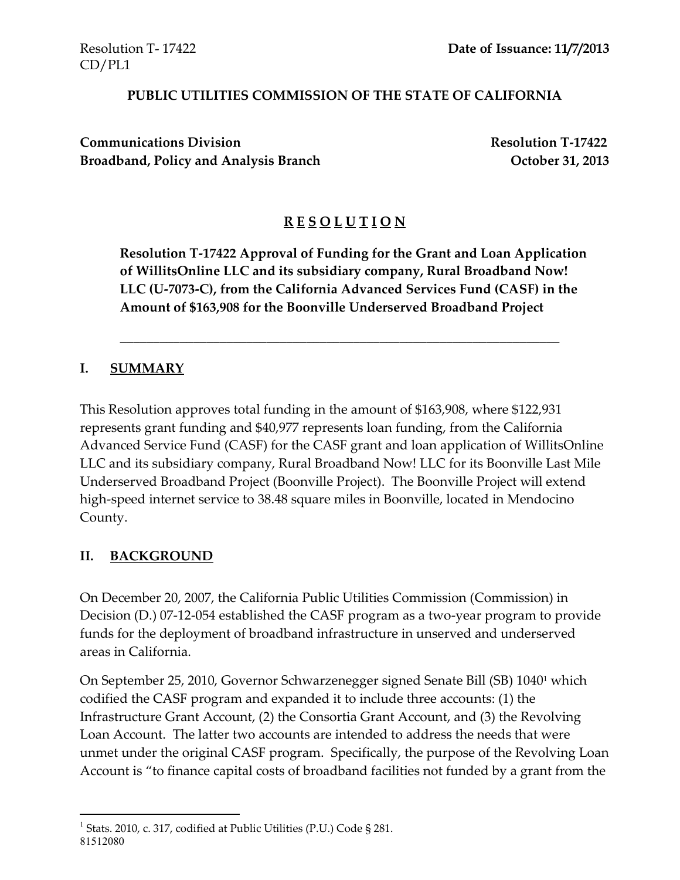Resolution T- 17422
CD/PL1

**Date of Issuance: 11/7/2013**

**PUBLIC UTILITIES COMMISSION OF THE STATE OF CALIFORNIA**

**Communications Division**
**Broadband, Policy and Analysis Branch**

**Resolution T-17422**
**October 31, 2013**

# R E S O L U T I O N

**Resolution T-17422 Approval of Funding for the Grant and Loan Application of WillitsOnline LLC and its subsidiary company, Rural Broadband Now! LLC (U-7073-C), from the California Advanced Services Fund (CASF) in the Amount of $163,908 for the Boonville Underserved Broadband Project**

---

## I. SUMMARY

This Resolution approves total funding in the amount of $163,908, where $122,931 represents grant funding and $40,977 represents loan funding, from the California Advanced Service Fund (CASF) for the CASF grant and loan application of WillitsOnline LLC and its subsidiary company, Rural Broadband Now! LLC for its Boonville Last Mile Underserved Broadband Project (Boonville Project). The Boonville Project will extend high-speed internet service to 38.48 square miles in Boonville, located in Mendocino County.

## II. BACKGROUND

On December 20, 2007, the California Public Utilities Commission (Commission) in Decision (D.) 07-12-054 established the CASF program as a two-year program to provide funds for the deployment of broadband infrastructure in unserved and underserved areas in California.

On September 25, 2010, Governor Schwarzenegger signed Senate Bill (SB) 1040[1] which codified the CASF program and expanded it to include three accounts: (1) the Infrastructure Grant Account, (2) the Consortia Grant Account, and (3) the Revolving Loan Account. The latter two accounts are intended to address the needs that were unmet under the original CASF program. Specifically, the purpose of the Revolving Loan Account is "to finance capital costs of broadband facilities not funded by a grant from the

[1] Stats. 2010, c. 317, codified at Public Utilities (P.U.) Code § 281.

81512080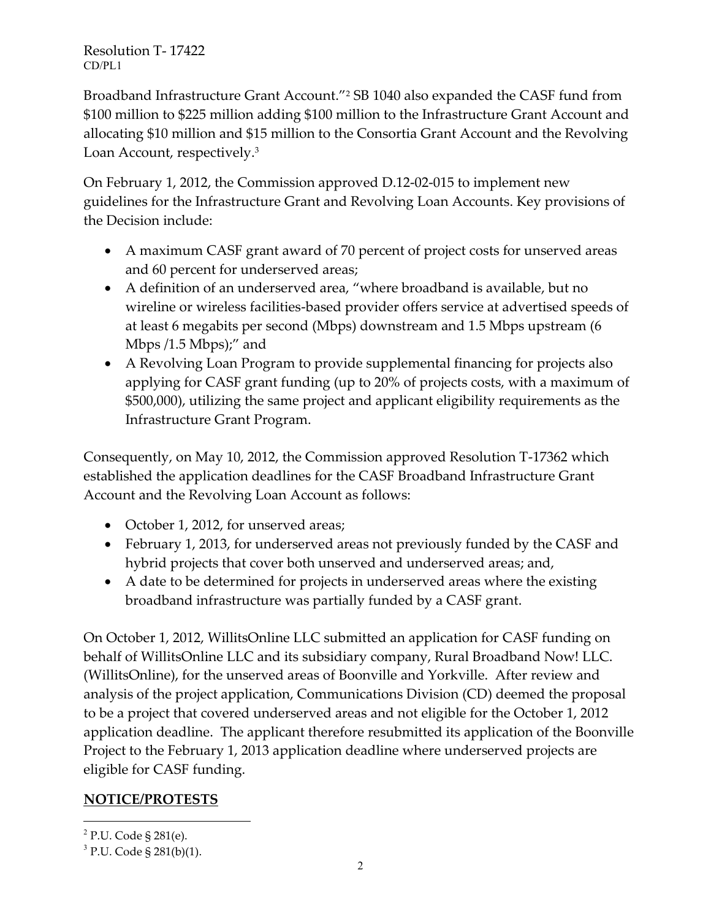Broadband Infrastructure Grant Account."[2] SB 1040 also expanded the CASF fund from $100 million to $225 million adding $100 million to the Infrastructure Grant Account and allocating $10 million and $15 million to the Consortia Grant Account and the Revolving Loan Account, respectively.[3]

On February 1, 2012, the Commission approved D.12-02-015 to implement new guidelines for the Infrastructure Grant and Revolving Loan Accounts. Key provisions of the Decision include:

- A maximum CASF grant award of 70 percent of project costs for unserved areas and 60 percent for underserved areas;
- A definition of an underserved area, "where broadband is available, but no wireline or wireless facilities-based provider offers service at advertised speeds of at least 6 megabits per second (Mbps) downstream and 1.5 Mbps upstream (6 Mbps /1.5 Mbps);" and
- A Revolving Loan Program to provide supplemental financing for projects also applying for CASF grant funding (up to 20% of projects costs, with a maximum of $500,000), utilizing the same project and applicant eligibility requirements as the Infrastructure Grant Program.

Consequently, on May 10, 2012, the Commission approved Resolution T-17362 which established the application deadlines for the CASF Broadband Infrastructure Grant Account and the Revolving Loan Account as follows:

- October 1, 2012, for unserved areas;
- February 1, 2013, for underserved areas not previously funded by the CASF and hybrid projects that cover both unserved and underserved areas; and,
- A date to be determined for projects in underserved areas where the existing broadband infrastructure was partially funded by a CASF grant.

On October 1, 2012, WillitsOnline LLC submitted an application for CASF funding on behalf of WillitsOnline LLC and its subsidiary company, Rural Broadband Now! LLC. (WillitsOnline), for the unserved areas of Boonville and Yorkville. After review and analysis of the project application, Communications Division (CD) deemed the proposal to be a project that covered underserved areas and not eligible for the October 1, 2012 application deadline. The applicant therefore resubmitted its application of the Boonville Project to the February 1, 2013 application deadline where underserved projects are eligible for CASF funding.

## NOTICE/PROTESTS

---

[2] P.U. Code § 281(e).

[3] P.U. Code § 281(b)(1).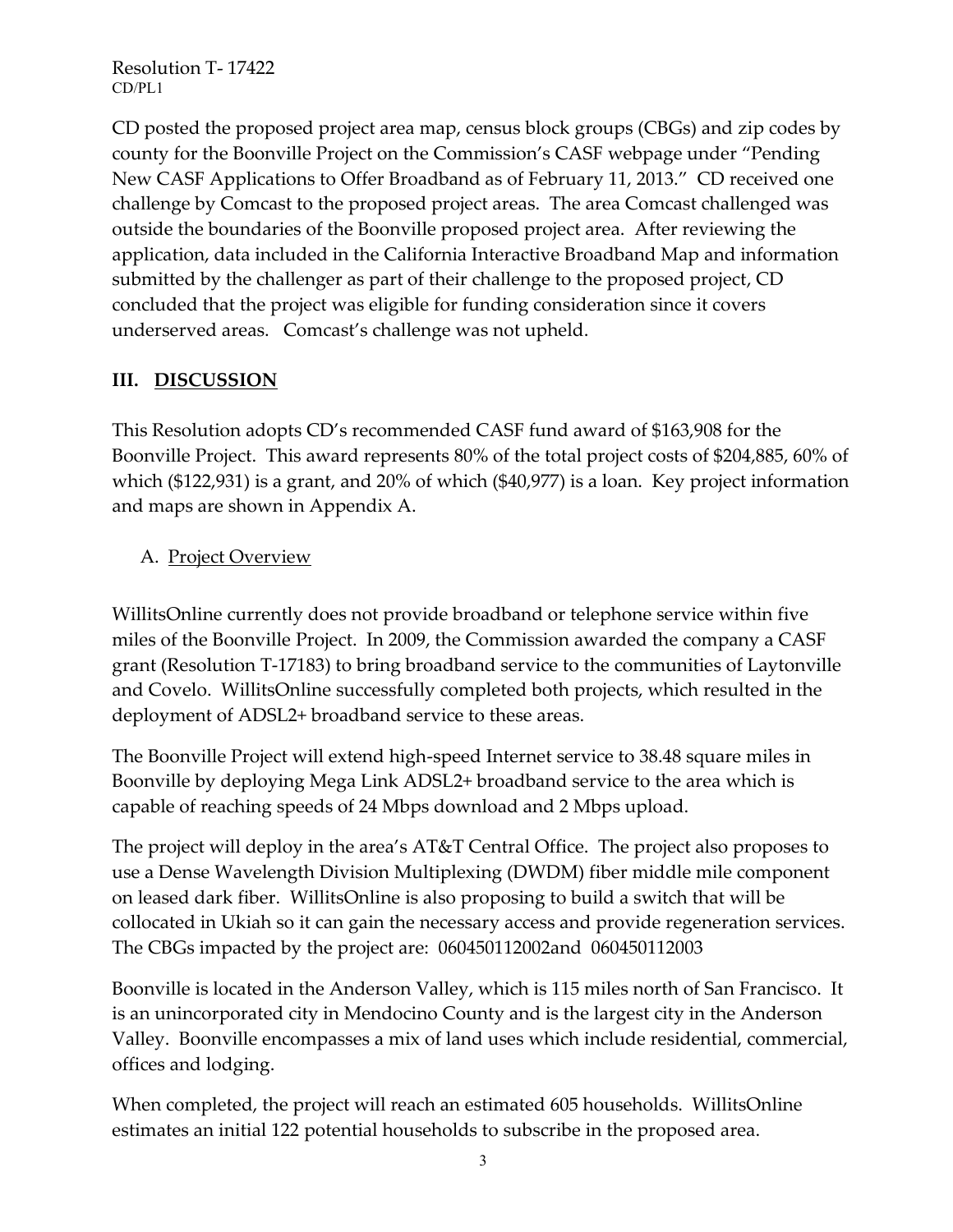CD posted the proposed project area map, census block groups (CBGs) and zip codes by county for the Boonville Project on the Commission's CASF webpage under "Pending New CASF Applications to Offer Broadband as of February 11, 2013." CD received one challenge by Comcast to the proposed project areas. The area Comcast challenged was outside the boundaries of the Boonville proposed project area. After reviewing the application, data included in the California Interactive Broadband Map and information submitted by the challenger as part of their challenge to the proposed project, CD concluded that the project was eligible for funding consideration since it covers underserved areas. Comcast's challenge was not upheld.

## III. DISCUSSION

This Resolution adopts CD's recommended CASF fund award of $163,908 for the Boonville Project. This award represents 80% of the total project costs of $204,885, 60% of which ($122,931) is a grant, and 20% of which ($40,977) is a loan. Key project information and maps are shown in Appendix A.

### A. Project Overview

WillitsOnline currently does not provide broadband or telephone service within five miles of the Boonville Project. In 2009, the Commission awarded the company a CASF grant (Resolution T-17183) to bring broadband service to the communities of Laytonville and Covelo. WillitsOnline successfully completed both projects, which resulted in the deployment of ADSL2+ broadband service to these areas.

The Boonville Project will extend high-speed Internet service to 38.48 square miles in Boonville by deploying Mega Link ADSL2+ broadband service to the area which is capable of reaching speeds of 24 Mbps download and 2 Mbps upload.

The project will deploy in the area's AT&T Central Office. The project also proposes to use a Dense Wavelength Division Multiplexing (DWDM) fiber middle mile component on leased dark fiber. WillitsOnline is also proposing to build a switch that will be collocated in Ukiah so it can gain the necessary access and provide regeneration services. The CBGs impacted by the project are: 060450112002and 060450112003

Boonville is located in the Anderson Valley, which is 115 miles north of San Francisco. It is an unincorporated city in Mendocino County and is the largest city in the Anderson Valley. Boonville encompasses a mix of land uses which include residential, commercial, offices and lodging.

When completed, the project will reach an estimated 605 households. WillitsOnline estimates an initial 122 potential households to subscribe in the proposed area.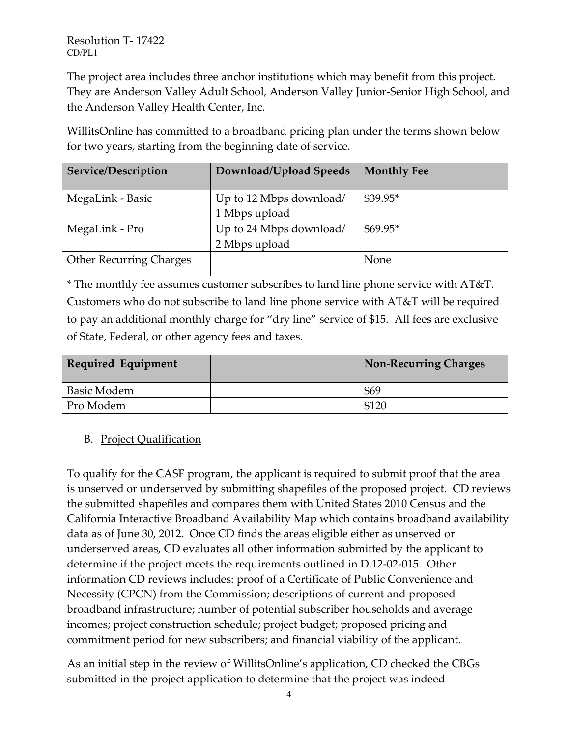The project area includes three anchor institutions which may benefit from this project. They are Anderson Valley Adult School, Anderson Valley Junior-Senior High School, and the Anderson Valley Health Center, Inc.

WillitsOnline has committed to a broadband pricing plan under the terms shown below for two years, starting from the beginning date of service.

| Service/Description | Download/Upload Speeds | Monthly Fee |
|---|---|---|
| MegaLink - Basic | Up to 12 Mbps download/ 1 Mbps upload | $39.95* |
| MegaLink - Pro | Up to 24 Mbps download/ 2 Mbps upload | $69.95* |
| Other Recurring Charges | | None |
| * The monthly fee assumes customer subscribes to land line phone service with AT&T. Customers who do not subscribe to land line phone service with AT&T will be required to pay an additional monthly charge for "dry line" service of $15. All fees are exclusive of State, Federal, or other agency fees and taxes. | | |
| **Required Equipment** | | **Non-Recurring Charges** |
| Basic Modem | | $69 |
| Pro Modem | | $120 |

B. Project Qualification

To qualify for the CASF program, the applicant is required to submit proof that the area is unserved or underserved by submitting shapefiles of the proposed project. CD reviews the submitted shapefiles and compares them with United States 2010 Census and the California Interactive Broadband Availability Map which contains broadband availability data as of June 30, 2012. Once CD finds the areas eligible either as unserved or underserved areas, CD evaluates all other information submitted by the applicant to determine if the project meets the requirements outlined in D.12-02-015. Other information CD reviews includes: proof of a Certificate of Public Convenience and Necessity (CPCN) from the Commission; descriptions of current and proposed broadband infrastructure; number of potential subscriber households and average incomes; project construction schedule; project budget; proposed pricing and commitment period for new subscribers; and financial viability of the applicant.

As an initial step in the review of WillitsOnline's application, CD checked the CBGs submitted in the project application to determine that the project was indeed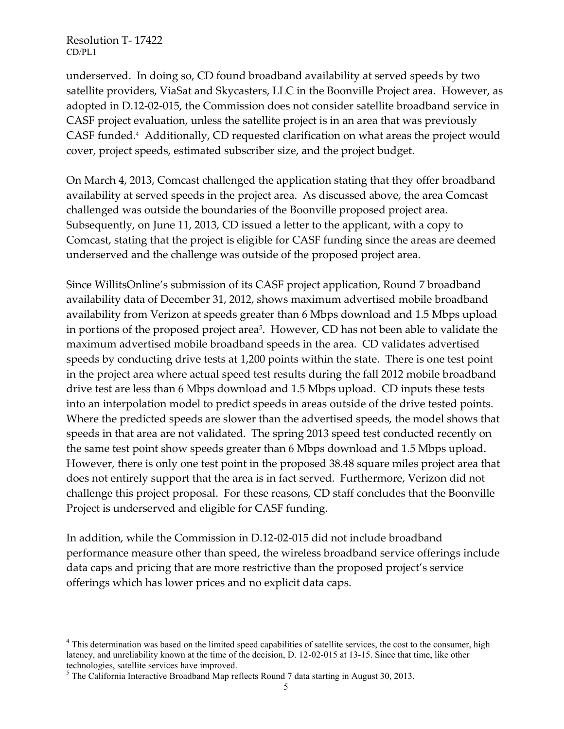underserved. In doing so, CD found broadband availability at served speeds by two satellite providers, ViaSat and Skycasters, LLC in the Boonville Project area. However, as adopted in D.12-02-015, the Commission does not consider satellite broadband service in CASF project evaluation, unless the satellite project is in an area that was previously CASF funded.[4] Additionally, CD requested clarification on what areas the project would cover, project speeds, estimated subscriber size, and the project budget.

On March 4, 2013, Comcast challenged the application stating that they offer broadband availability at served speeds in the project area. As discussed above, the area Comcast challenged was outside the boundaries of the Boonville proposed project area. Subsequently, on June 11, 2013, CD issued a letter to the applicant, with a copy to Comcast, stating that the project is eligible for CASF funding since the areas are deemed underserved and the challenge was outside of the proposed project area.

Since WillitsOnline's submission of its CASF project application, Round 7 broadband availability data of December 31, 2012, shows maximum advertised mobile broadband availability from Verizon at speeds greater than 6 Mbps download and 1.5 Mbps upload in portions of the proposed project area[5]. However, CD has not been able to validate the maximum advertised mobile broadband speeds in the area. CD validates advertised speeds by conducting drive tests at 1,200 points within the state. There is one test point in the project area where actual speed test results during the fall 2012 mobile broadband drive test are less than 6 Mbps download and 1.5 Mbps upload. CD inputs these tests into an interpolation model to predict speeds in areas outside of the drive tested points. Where the predicted speeds are slower than the advertised speeds, the model shows that speeds in that area are not validated. The spring 2013 speed test conducted recently on the same test point show speeds greater than 6 Mbps download and 1.5 Mbps upload. However, there is only one test point in the proposed 38.48 square miles project area that does not entirely support that the area is in fact served. Furthermore, Verizon did not challenge this project proposal. For these reasons, CD staff concludes that the Boonville Project is underserved and eligible for CASF funding.

In addition, while the Commission in D.12-02-015 did not include broadband performance measure other than speed, the wireless broadband service offerings include data caps and pricing that are more restrictive than the proposed project's service offerings which has lower prices and no explicit data caps.

---

[4] This determination was based on the limited speed capabilities of satellite services, the cost to the consumer, high latency, and unreliability known at the time of the decision, D. 12-02-015 at 13-15. Since that time, like other technologies, satellite services have improved.

[5] The California Interactive Broadband Map reflects Round 7 data starting in August 30, 2013.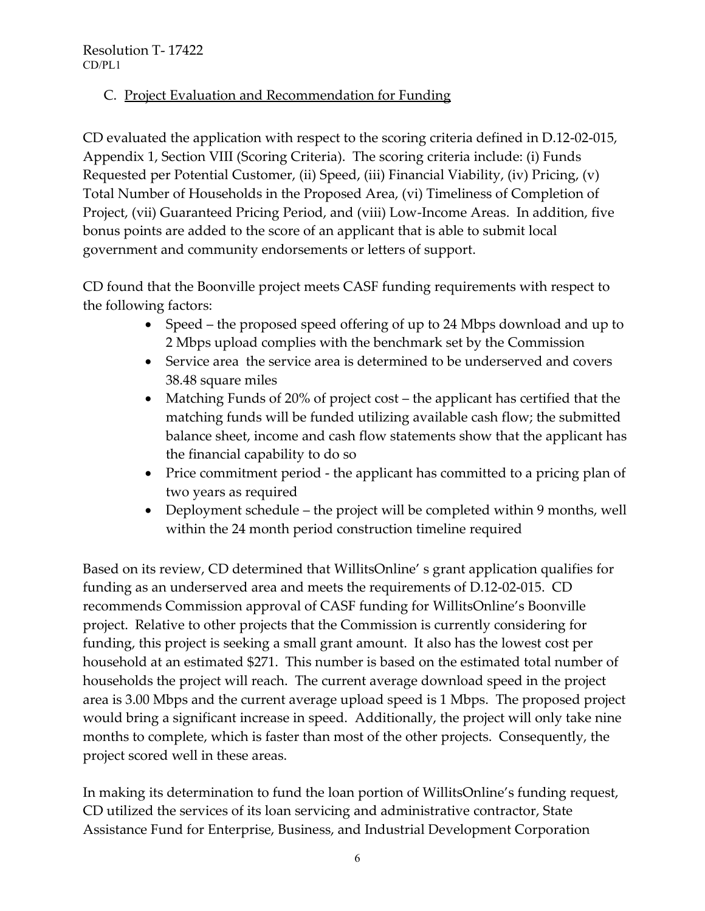C. Project Evaluation and Recommendation for Funding

CD evaluated the application with respect to the scoring criteria defined in D.12-02-015, Appendix 1, Section VIII (Scoring Criteria). The scoring criteria include: (i) Funds Requested per Potential Customer, (ii) Speed, (iii) Financial Viability, (iv) Pricing, (v) Total Number of Households in the Proposed Area, (vi) Timeliness of Completion of Project, (vii) Guaranteed Pricing Period, and (viii) Low-Income Areas. In addition, five bonus points are added to the score of an applicant that is able to submit local government and community endorsements or letters of support.

CD found that the Boonville project meets CASF funding requirements with respect to the following factors:

- Speed – the proposed speed offering of up to 24 Mbps download and up to 2 Mbps upload complies with the benchmark set by the Commission
- Service area the service area is determined to be underserved and covers 38.48 square miles
- Matching Funds of 20% of project cost – the applicant has certified that the matching funds will be funded utilizing available cash flow; the submitted balance sheet, income and cash flow statements show that the applicant has the financial capability to do so
- Price commitment period - the applicant has committed to a pricing plan of two years as required
- Deployment schedule – the project will be completed within 9 months, well within the 24 month period construction timeline required

Based on its review, CD determined that WillitsOnline' s grant application qualifies for funding as an underserved area and meets the requirements of D.12-02-015. CD recommends Commission approval of CASF funding for WillitsOnline's Boonville project. Relative to other projects that the Commission is currently considering for funding, this project is seeking a small grant amount. It also has the lowest cost per household at an estimated $271. This number is based on the estimated total number of households the project will reach. The current average download speed in the project area is 3.00 Mbps and the current average upload speed is 1 Mbps. The proposed project would bring a significant increase in speed. Additionally, the project will only take nine months to complete, which is faster than most of the other projects. Consequently, the project scored well in these areas.

In making its determination to fund the loan portion of WillitsOnline's funding request, CD utilized the services of its loan servicing and administrative contractor, State Assistance Fund for Enterprise, Business, and Industrial Development Corporation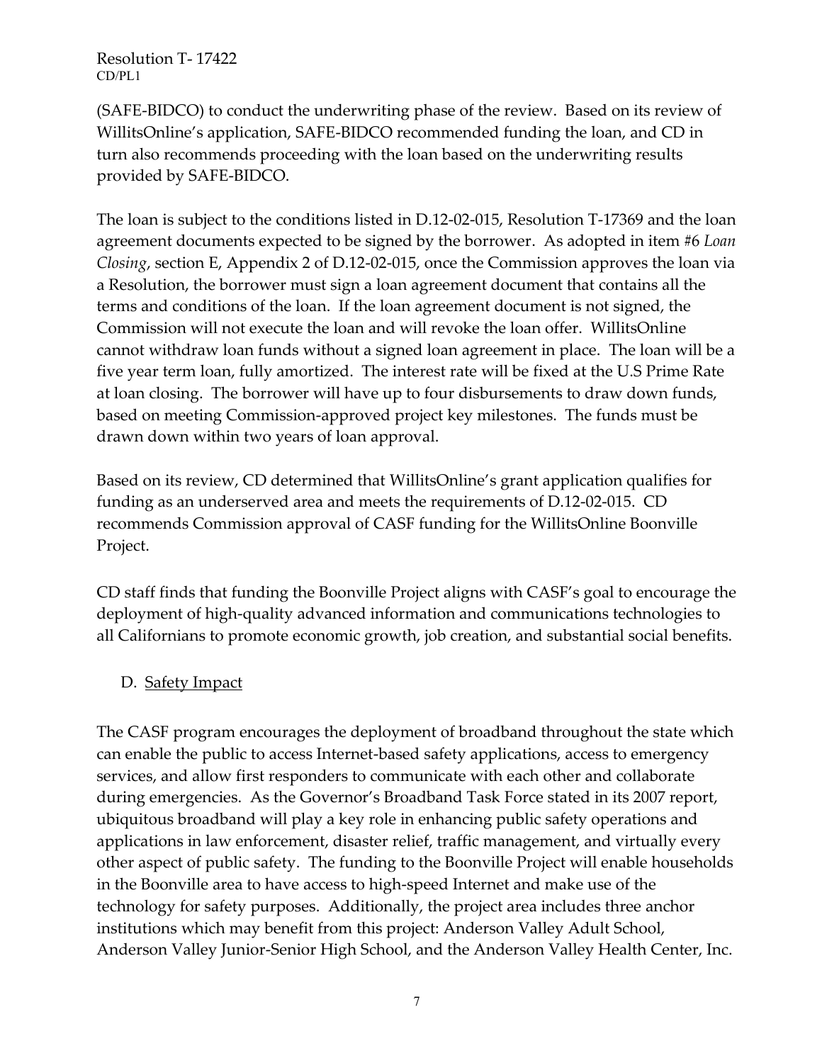(SAFE-BIDCO) to conduct the underwriting phase of the review. Based on its review of WillitsOnline's application, SAFE-BIDCO recommended funding the loan, and CD in turn also recommends proceeding with the loan based on the underwriting results provided by SAFE-BIDCO.

The loan is subject to the conditions listed in D.12-02-015, Resolution T-17369 and the loan agreement documents expected to be signed by the borrower. As adopted in item #6 *Loan Closing*, section E, Appendix 2 of D.12-02-015, once the Commission approves the loan via a Resolution, the borrower must sign a loan agreement document that contains all the terms and conditions of the loan. If the loan agreement document is not signed, the Commission will not execute the loan and will revoke the loan offer. WillitsOnline cannot withdraw loan funds without a signed loan agreement in place. The loan will be a five year term loan, fully amortized. The interest rate will be fixed at the U.S Prime Rate at loan closing. The borrower will have up to four disbursements to draw down funds, based on meeting Commission-approved project key milestones. The funds must be drawn down within two years of loan approval.

Based on its review, CD determined that WillitsOnline's grant application qualifies for funding as an underserved area and meets the requirements of D.12-02-015. CD recommends Commission approval of CASF funding for the WillitsOnline Boonville Project.

CD staff finds that funding the Boonville Project aligns with CASF's goal to encourage the deployment of high-quality advanced information and communications technologies to all Californians to promote economic growth, job creation, and substantial social benefits.

D. Safety Impact

The CASF program encourages the deployment of broadband throughout the state which can enable the public to access Internet-based safety applications, access to emergency services, and allow first responders to communicate with each other and collaborate during emergencies. As the Governor's Broadband Task Force stated in its 2007 report, ubiquitous broadband will play a key role in enhancing public safety operations and applications in law enforcement, disaster relief, traffic management, and virtually every other aspect of public safety. The funding to the Boonville Project will enable households in the Boonville area to have access to high-speed Internet and make use of the technology for safety purposes. Additionally, the project area includes three anchor institutions which may benefit from this project: Anderson Valley Adult School, Anderson Valley Junior-Senior High School, and the Anderson Valley Health Center, Inc.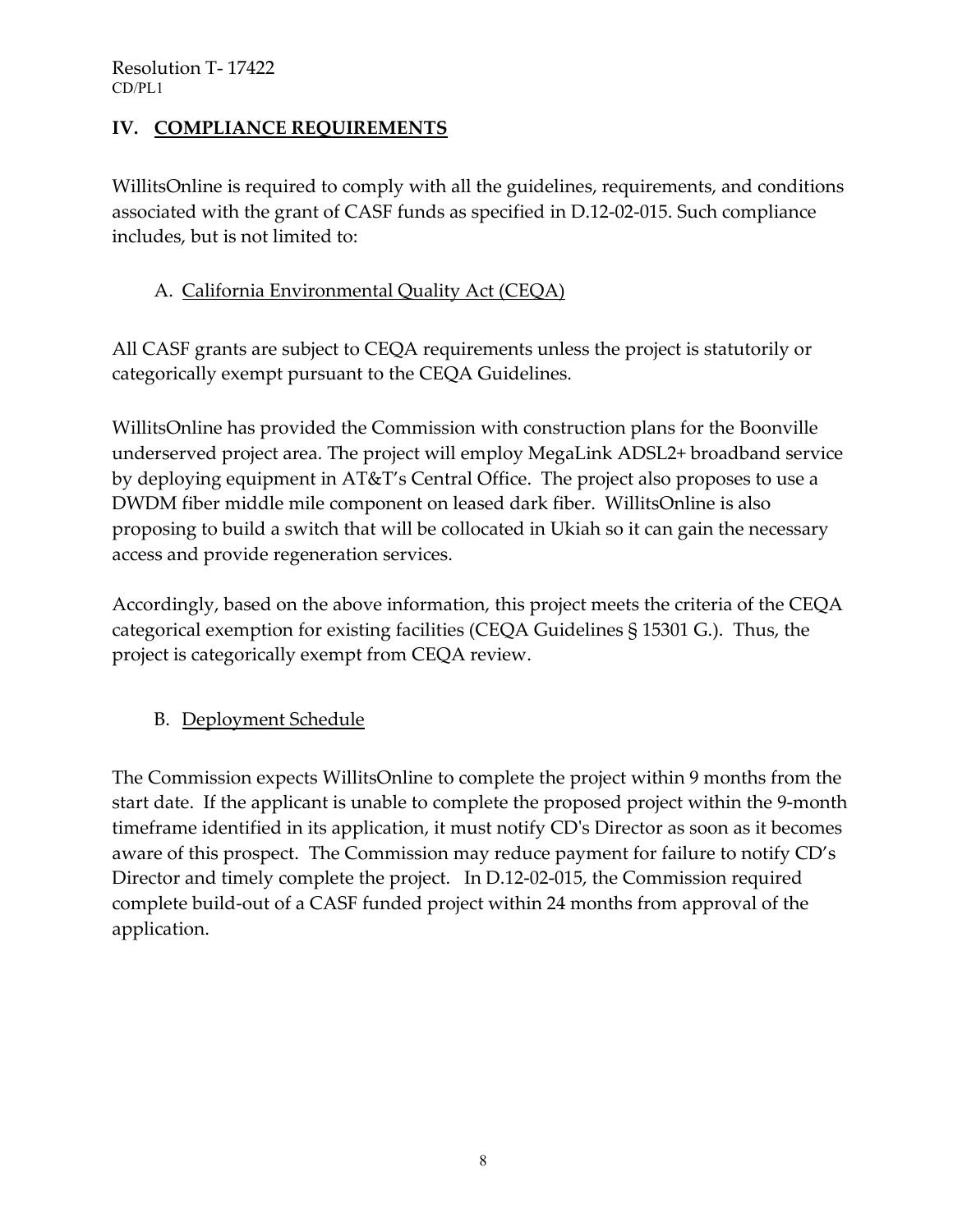## IV. COMPLIANCE REQUIREMENTS

WillitsOnline is required to comply with all the guidelines, requirements, and conditions associated with the grant of CASF funds as specified in D.12-02-015. Such compliance includes, but is not limited to:

### A. California Environmental Quality Act (CEQA)

All CASF grants are subject to CEQA requirements unless the project is statutorily or categorically exempt pursuant to the CEQA Guidelines.

WillitsOnline has provided the Commission with construction plans for the Boonville underserved project area. The project will employ MegaLink ADSL2+ broadband service by deploying equipment in AT&T's Central Office. The project also proposes to use a DWDM fiber middle mile component on leased dark fiber. WillitsOnline is also proposing to build a switch that will be collocated in Ukiah so it can gain the necessary access and provide regeneration services.

Accordingly, based on the above information, this project meets the criteria of the CEQA categorical exemption for existing facilities (CEQA Guidelines § 15301 G.). Thus, the project is categorically exempt from CEQA review.

### B. Deployment Schedule

The Commission expects WillitsOnline to complete the project within 9 months from the start date. If the applicant is unable to complete the proposed project within the 9-month timeframe identified in its application, it must notify CD's Director as soon as it becomes aware of this prospect. The Commission may reduce payment for failure to notify CD's Director and timely complete the project. In D.12-02-015, the Commission required complete build-out of a CASF funded project within 24 months from approval of the application.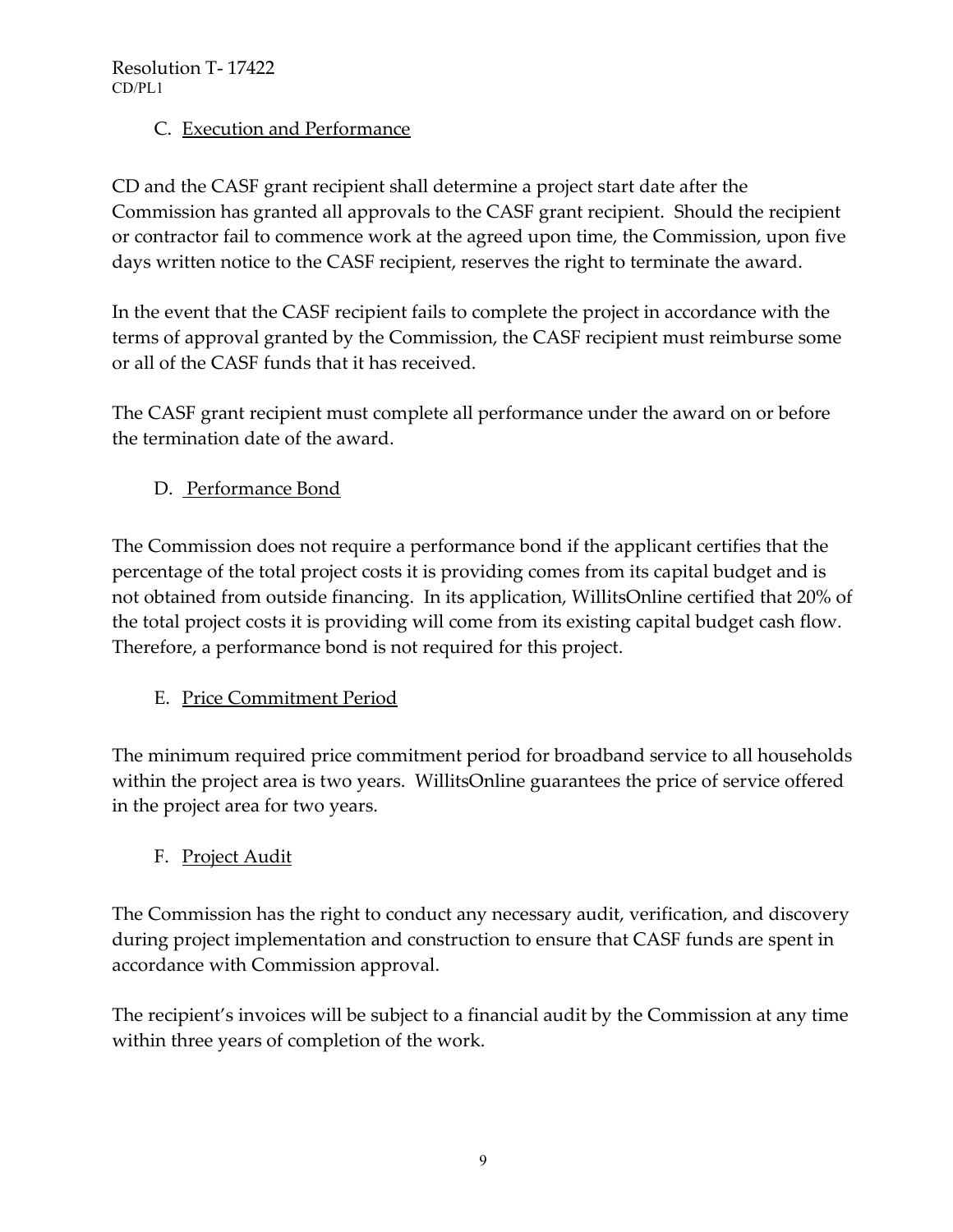### C. Execution and Performance

CD and the CASF grant recipient shall determine a project start date after the Commission has granted all approvals to the CASF grant recipient. Should the recipient or contractor fail to commence work at the agreed upon time, the Commission, upon five days written notice to the CASF recipient, reserves the right to terminate the award.

In the event that the CASF recipient fails to complete the project in accordance with the terms of approval granted by the Commission, the CASF recipient must reimburse some or all of the CASF funds that it has received.

The CASF grant recipient must complete all performance under the award on or before the termination date of the award.

### D. Performance Bond

The Commission does not require a performance bond if the applicant certifies that the percentage of the total project costs it is providing comes from its capital budget and is not obtained from outside financing. In its application, WillitsOnline certified that 20% of the total project costs it is providing will come from its existing capital budget cash flow. Therefore, a performance bond is not required for this project.

### E. Price Commitment Period

The minimum required price commitment period for broadband service to all households within the project area is two years. WillitsOnline guarantees the price of service offered in the project area for two years.

### F. Project Audit

The Commission has the right to conduct any necessary audit, verification, and discovery during project implementation and construction to ensure that CASF funds are spent in accordance with Commission approval.

The recipient's invoices will be subject to a financial audit by the Commission at any time within three years of completion of the work.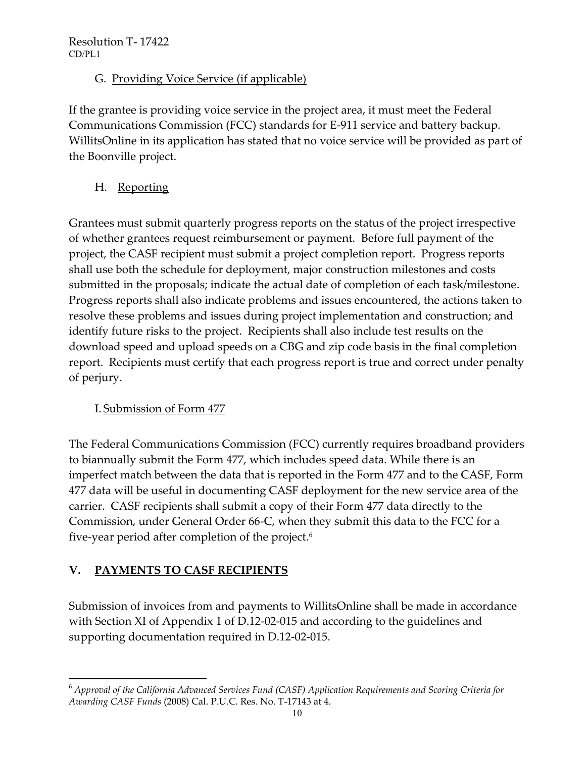### G. Providing Voice Service (if applicable)

If the grantee is providing voice service in the project area, it must meet the Federal Communications Commission (FCC) standards for E-911 service and battery backup. WillitsOnline in its application has stated that no voice service will be provided as part of the Boonville project.

### H. Reporting

Grantees must submit quarterly progress reports on the status of the project irrespective of whether grantees request reimbursement or payment. Before full payment of the project, the CASF recipient must submit a project completion report. Progress reports shall use both the schedule for deployment, major construction milestones and costs submitted in the proposals; indicate the actual date of completion of each task/milestone. Progress reports shall also indicate problems and issues encountered, the actions taken to resolve these problems and issues during project implementation and construction; and identify future risks to the project. Recipients shall also include test results on the download speed and upload speeds on a CBG and zip code basis in the final completion report. Recipients must certify that each progress report is true and correct under penalty of perjury.

### I. Submission of Form 477

The Federal Communications Commission (FCC) currently requires broadband providers to biannually submit the Form 477, which includes speed data. While there is an imperfect match between the data that is reported in the Form 477 and to the CASF, Form 477 data will be useful in documenting CASF deployment for the new service area of the carrier. CASF recipients shall submit a copy of their Form 477 data directly to the Commission, under General Order 66-C, when they submit this data to the FCC for a five-year period after completion of the project.[6]

## V. PAYMENTS TO CASF RECIPIENTS

Submission of invoices from and payments to WillitsOnline shall be made in accordance with Section XI of Appendix 1 of D.12-02-015 and according to the guidelines and supporting documentation required in D.12-02-015.

---

[6] *Approval of the California Advanced Services Fund (CASF) Application Requirements and Scoring Criteria for Awarding CASF Funds* (2008) Cal. P.U.C. Res. No. T-17143 at 4.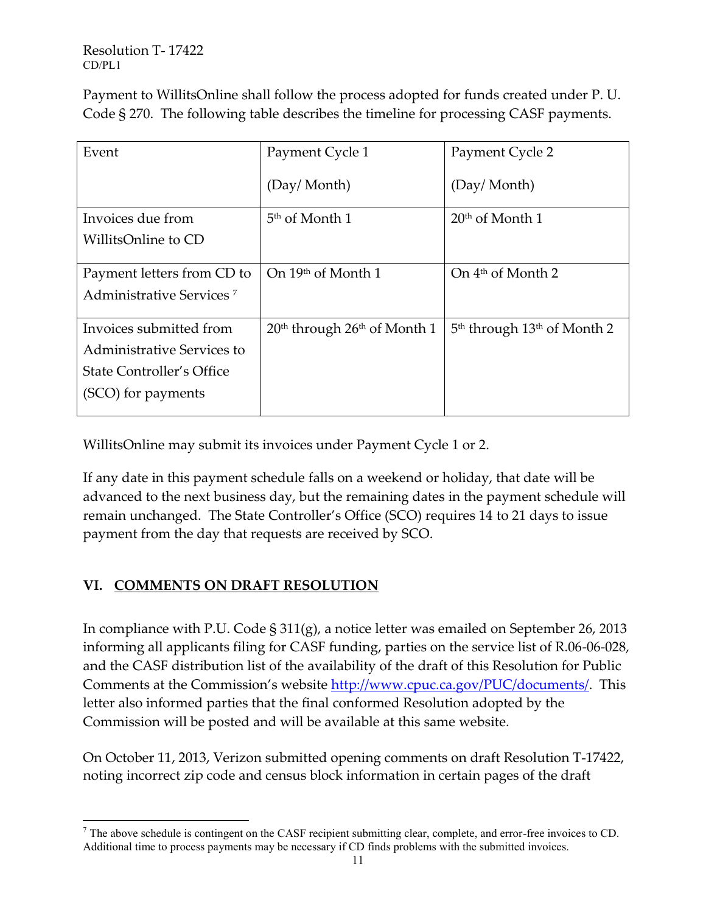Payment to WillitsOnline shall follow the process adopted for funds created under P. U. Code § 270. The following table describes the timeline for processing CASF payments.

| Event | Payment Cycle 1 (Day/ Month) | Payment Cycle 2 (Day/ Month) |
|---|---|---|
| Invoices due from WillitsOnline to CD | 5th of Month 1 | 20th of Month 1 |
| Payment letters from CD to Administrative Services [7] | On 19th of Month 1 | On 4th of Month 2 |
| Invoices submitted from Administrative Services to State Controller's Office (SCO) for payments | 20th through 26th of Month 1 | 5th through 13th of Month 2 |

WillitsOnline may submit its invoices under Payment Cycle 1 or 2.

If any date in this payment schedule falls on a weekend or holiday, that date will be advanced to the next business day, but the remaining dates in the payment schedule will remain unchanged. The State Controller's Office (SCO) requires 14 to 21 days to issue payment from the day that requests are received by SCO.

## VI. COMMENTS ON DRAFT RESOLUTION

In compliance with P.U. Code § 311(g), a notice letter was emailed on September 26, 2013 informing all applicants filing for CASF funding, parties on the service list of R.06-06-028, and the CASF distribution list of the availability of the draft of this Resolution for Public Comments at the Commission's website http://www.cpuc.ca.gov/PUC/documents/. This letter also informed parties that the final conformed Resolution adopted by the Commission will be posted and will be available at this same website.

On October 11, 2013, Verizon submitted opening comments on draft Resolution T-17422, noting incorrect zip code and census block information in certain pages of the draft

[7] The above schedule is contingent on the CASF recipient submitting clear, complete, and error-free invoices to CD. Additional time to process payments may be necessary if CD finds problems with the submitted invoices.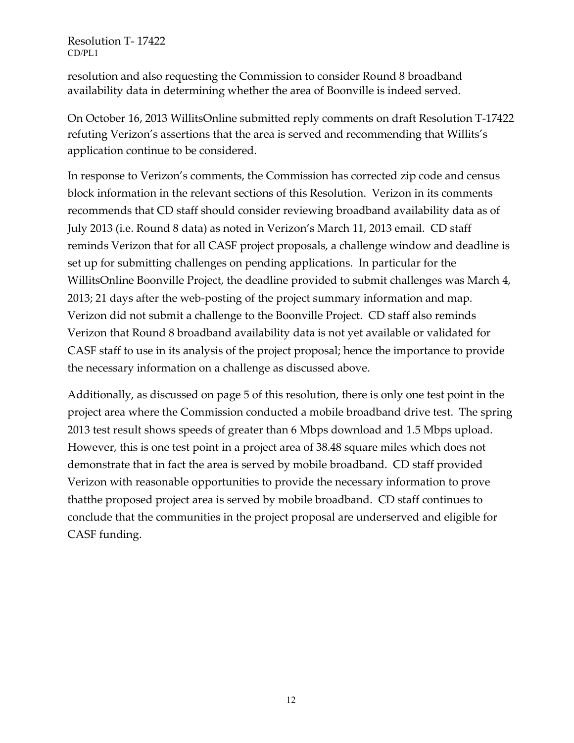resolution and also requesting the Commission to consider Round 8 broadband availability data in determining whether the area of Boonville is indeed served.

On October 16, 2013 WillitsOnline submitted reply comments on draft Resolution T-17422 refuting Verizon's assertions that the area is served and recommending that Willits's application continue to be considered.

In response to Verizon's comments, the Commission has corrected zip code and census block information in the relevant sections of this Resolution. Verizon in its comments recommends that CD staff should consider reviewing broadband availability data as of July 2013 (i.e. Round 8 data) as noted in Verizon's March 11, 2013 email. CD staff reminds Verizon that for all CASF project proposals, a challenge window and deadline is set up for submitting challenges on pending applications. In particular for the WillitsOnline Boonville Project, the deadline provided to submit challenges was March 4, 2013; 21 days after the web-posting of the project summary information and map. Verizon did not submit a challenge to the Boonville Project. CD staff also reminds Verizon that Round 8 broadband availability data is not yet available or validated for CASF staff to use in its analysis of the project proposal; hence the importance to provide the necessary information on a challenge as discussed above.

Additionally, as discussed on page 5 of this resolution, there is only one test point in the project area where the Commission conducted a mobile broadband drive test. The spring 2013 test result shows speeds of greater than 6 Mbps download and 1.5 Mbps upload. However, this is one test point in a project area of 38.48 square miles which does not demonstrate that in fact the area is served by mobile broadband. CD staff provided Verizon with reasonable opportunities to provide the necessary information to prove thatthe proposed project area is served by mobile broadband. CD staff continues to conclude that the communities in the project proposal are underserved and eligible for CASF funding.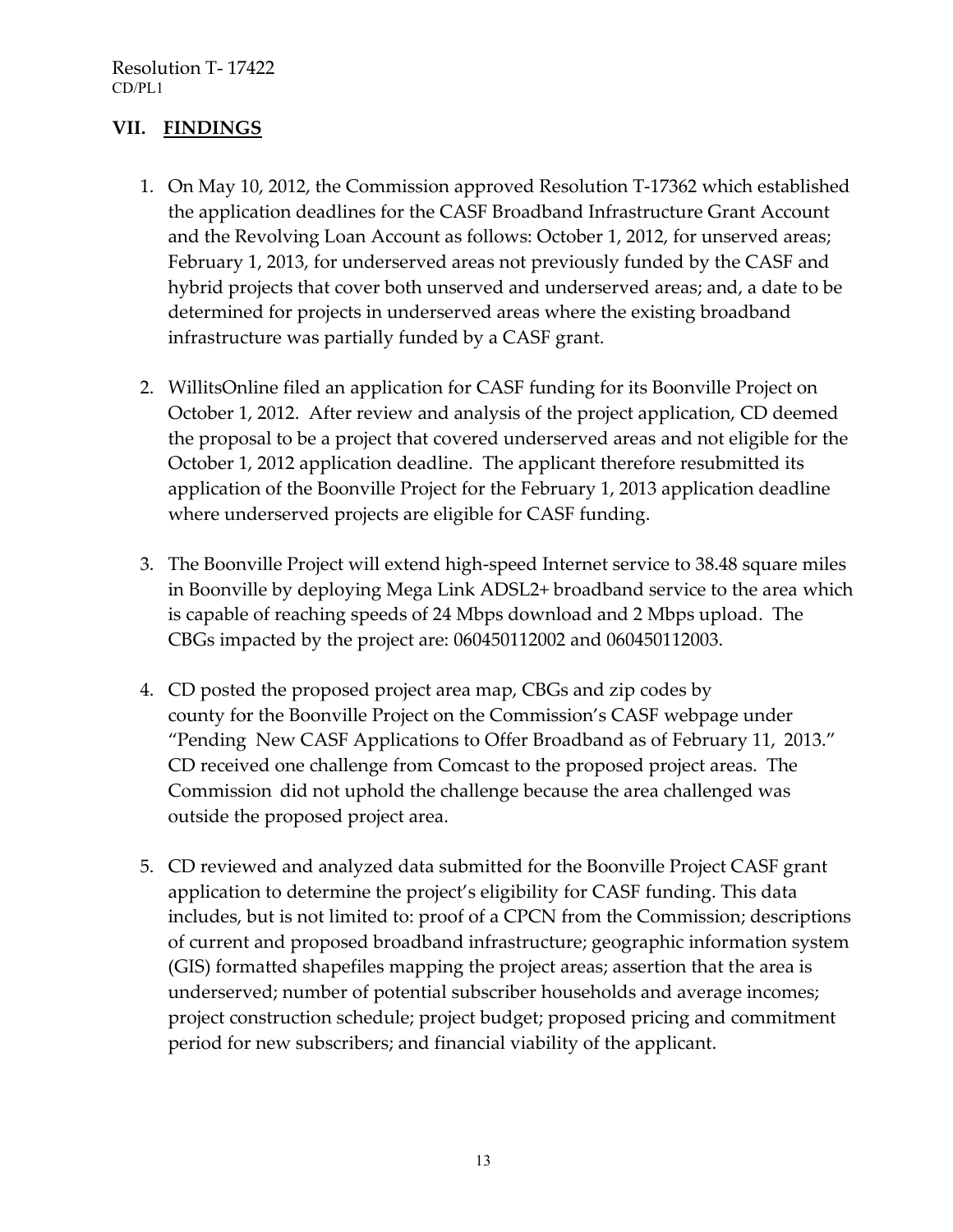## VII. FINDINGS

1. On May 10, 2012, the Commission approved Resolution T-17362 which established the application deadlines for the CASF Broadband Infrastructure Grant Account and the Revolving Loan Account as follows: October 1, 2012, for unserved areas; February 1, 2013, for underserved areas not previously funded by the CASF and hybrid projects that cover both unserved and underserved areas; and, a date to be determined for projects in underserved areas where the existing broadband infrastructure was partially funded by a CASF grant.

2. WillitsOnline filed an application for CASF funding for its Boonville Project on October 1, 2012. After review and analysis of the project application, CD deemed the proposal to be a project that covered underserved areas and not eligible for the October 1, 2012 application deadline. The applicant therefore resubmitted its application of the Boonville Project for the February 1, 2013 application deadline where underserved projects are eligible for CASF funding.

3. The Boonville Project will extend high-speed Internet service to 38.48 square miles in Boonville by deploying Mega Link ADSL2+ broadband service to the area which is capable of reaching speeds of 24 Mbps download and 2 Mbps upload. The CBGs impacted by the project are: 060450112002 and 060450112003.

4. CD posted the proposed project area map, CBGs and zip codes by county for the Boonville Project on the Commission's CASF webpage under "Pending New CASF Applications to Offer Broadband as of February 11, 2013." CD received one challenge from Comcast to the proposed project areas. The Commission did not uphold the challenge because the area challenged was outside the proposed project area.

5. CD reviewed and analyzed data submitted for the Boonville Project CASF grant application to determine the project's eligibility for CASF funding. This data includes, but is not limited to: proof of a CPCN from the Commission; descriptions of current and proposed broadband infrastructure; geographic information system (GIS) formatted shapefiles mapping the project areas; assertion that the area is underserved; number of potential subscriber households and average incomes; project construction schedule; project budget; proposed pricing and commitment period for new subscribers; and financial viability of the applicant.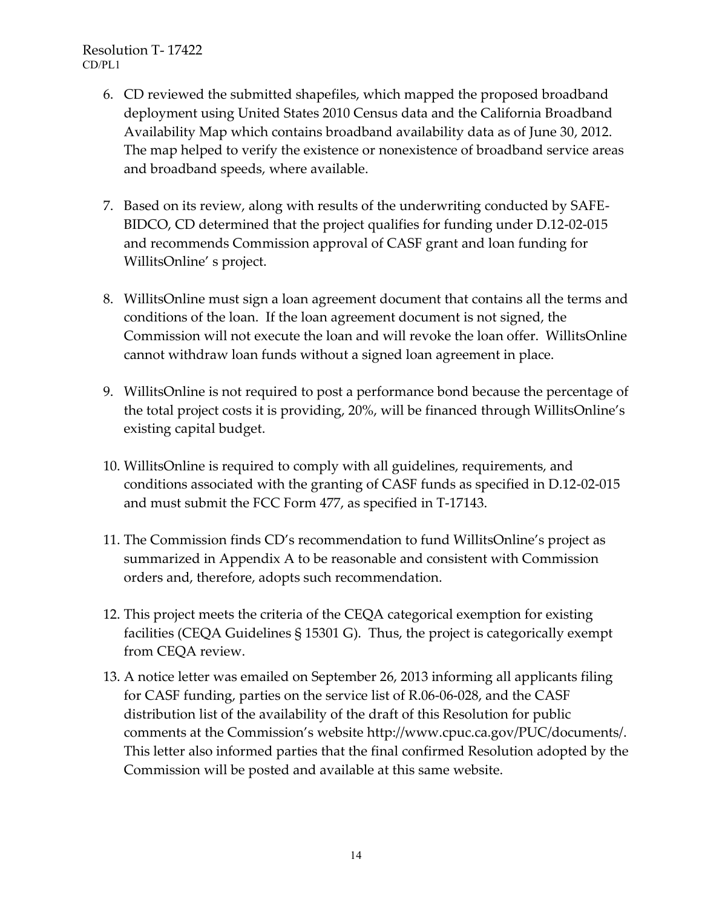6. CD reviewed the submitted shapefiles, which mapped the proposed broadband deployment using United States 2010 Census data and the California Broadband Availability Map which contains broadband availability data as of June 30, 2012. The map helped to verify the existence or nonexistence of broadband service areas and broadband speeds, where available.

7. Based on its review, along with results of the underwriting conducted by SAFE-BIDCO, CD determined that the project qualifies for funding under D.12-02-015 and recommends Commission approval of CASF grant and loan funding for WillitsOnline' s project.

8. WillitsOnline must sign a loan agreement document that contains all the terms and conditions of the loan. If the loan agreement document is not signed, the Commission will not execute the loan and will revoke the loan offer. WillitsOnline cannot withdraw loan funds without a signed loan agreement in place.

9. WillitsOnline is not required to post a performance bond because the percentage of the total project costs it is providing, 20%, will be financed through WillitsOnline's existing capital budget.

10. WillitsOnline is required to comply with all guidelines, requirements, and conditions associated with the granting of CASF funds as specified in D.12-02-015 and must submit the FCC Form 477, as specified in T-17143.

11. The Commission finds CD's recommendation to fund WillitsOnline's project as summarized in Appendix A to be reasonable and consistent with Commission orders and, therefore, adopts such recommendation.

12. This project meets the criteria of the CEQA categorical exemption for existing facilities (CEQA Guidelines § 15301 G). Thus, the project is categorically exempt from CEQA review.

13. A notice letter was emailed on September 26, 2013 informing all applicants filing for CASF funding, parties on the service list of R.06-06-028, and the CASF distribution list of the availability of the draft of this Resolution for public comments at the Commission's website http://www.cpuc.ca.gov/PUC/documents/. This letter also informed parties that the final confirmed Resolution adopted by the Commission will be posted and available at this same website.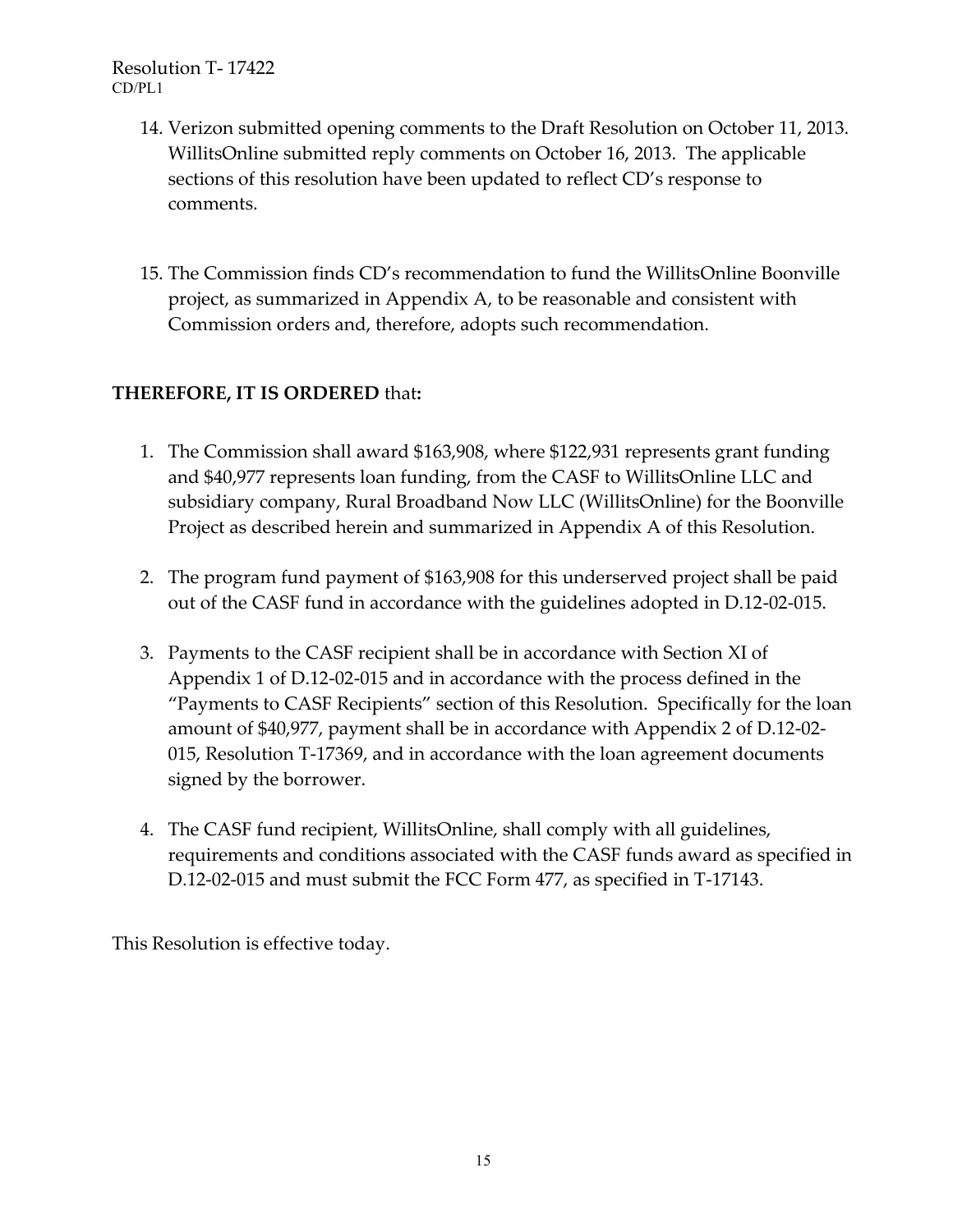14. Verizon submitted opening comments to the Draft Resolution on October 11, 2013. WillitsOnline submitted reply comments on October 16, 2013. The applicable sections of this resolution have been updated to reflect CD's response to comments.

15. The Commission finds CD's recommendation to fund the WillitsOnline Boonville project, as summarized in Appendix A, to be reasonable and consistent with Commission orders and, therefore, adopts such recommendation.

**THEREFORE, IT IS ORDERED** that**:**

1. The Commission shall award $163,908, where $122,931 represents grant funding and $40,977 represents loan funding, from the CASF to WillitsOnline LLC and subsidiary company, Rural Broadband Now LLC (WillitsOnline) for the Boonville Project as described herein and summarized in Appendix A of this Resolution.

2. The program fund payment of $163,908 for this underserved project shall be paid out of the CASF fund in accordance with the guidelines adopted in D.12-02-015.

3. Payments to the CASF recipient shall be in accordance with Section XI of Appendix 1 of D.12-02-015 and in accordance with the process defined in the "Payments to CASF Recipients" section of this Resolution. Specifically for the loan amount of $40,977, payment shall be in accordance with Appendix 2 of D.12-02-015, Resolution T-17369, and in accordance with the loan agreement documents signed by the borrower.

4. The CASF fund recipient, WillitsOnline, shall comply with all guidelines, requirements and conditions associated with the CASF funds award as specified in D.12-02-015 and must submit the FCC Form 477, as specified in T-17143.

This Resolution is effective today.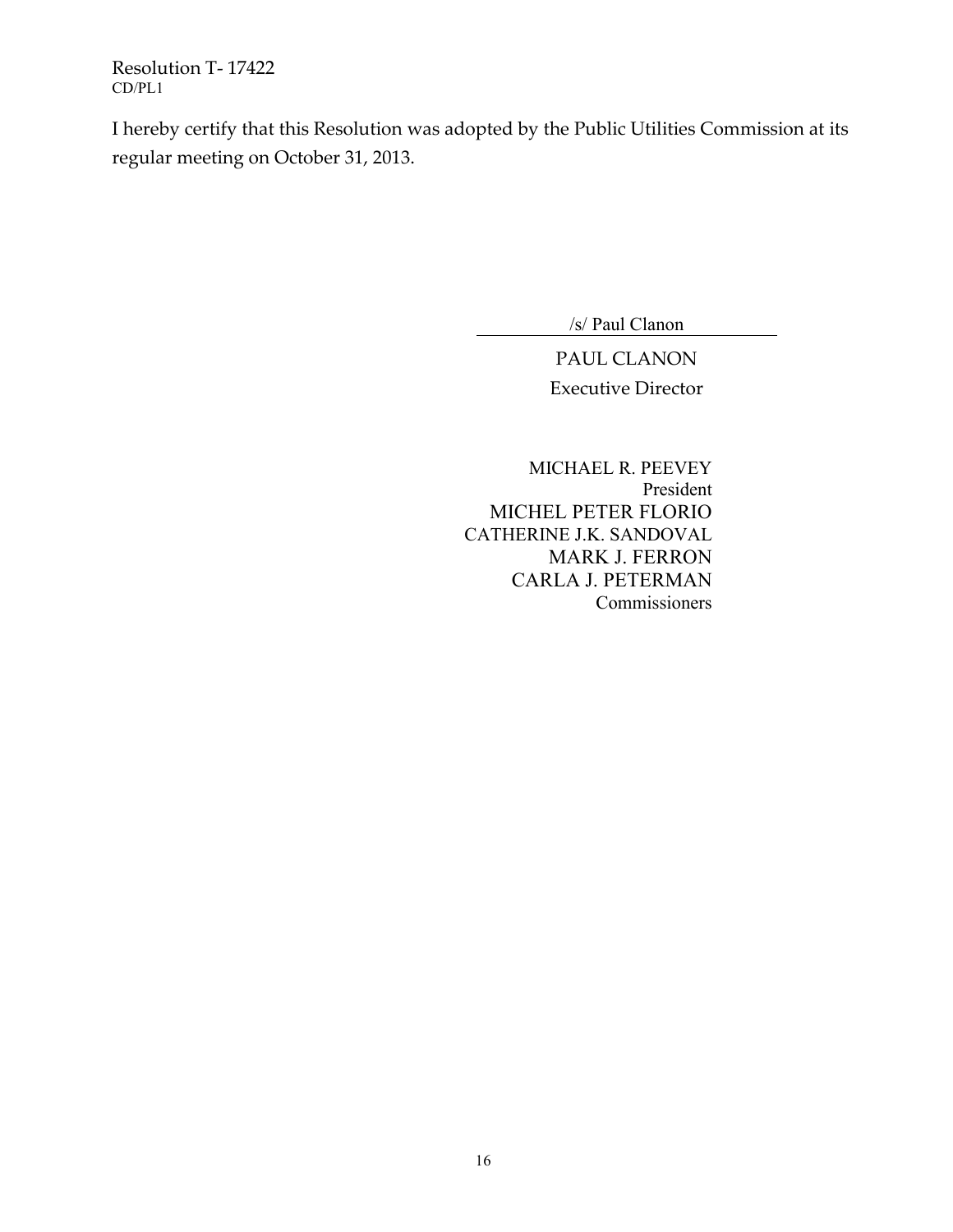I hereby certify that this Resolution was adopted by the Public Utilities Commission at its regular meeting on October 31, 2013.

/s/ Paul Clanon

PAUL CLANON
Executive Director

MICHAEL R. PEEVEY
President
MICHEL PETER FLORIO
CATHERINE J.K. SANDOVAL
MARK J. FERRON
CARLA J. PETERMAN
Commissioners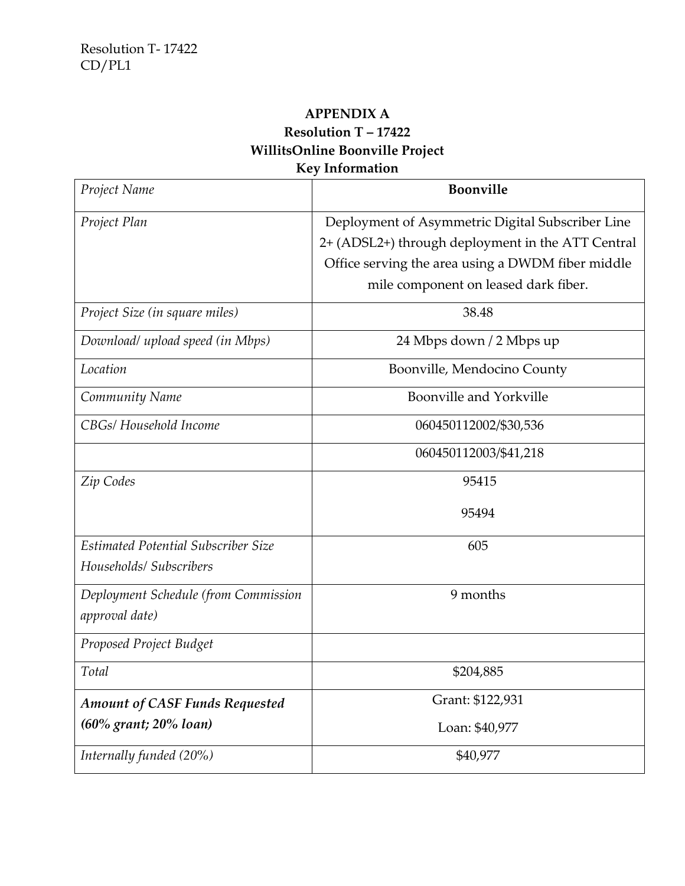## APPENDIX A
## Resolution T – 17422
## WillitsOnline Boonville Project
## Key Information

| *Project Name* | **Boonville** |
|---|---|
| *Project Plan* | Deployment of Asymmetric Digital Subscriber Line 2+ (ADSL2+) through deployment in the ATT Central Office serving the area using a DWDM fiber middle mile component on leased dark fiber. |
| *Project Size (in square miles)* | 38.48 |
| *Download/ upload speed (in Mbps)* | 24 Mbps down / 2 Mbps up |
| *Location* | Boonville, Mendocino County |
| *Community Name* | Boonville and Yorkville |
| *CBGs/ Household Income* | 060450112002/$30,536 |
| | 060450112003/$41,218 |
| *Zip Codes* | 95415<br>95494 |
| *Estimated Potential Subscriber Size Households/ Subscribers* | 605 |
| *Deployment Schedule (from Commission approval date)* | 9 months |
| *Proposed Project Budget* | |
| *Total* | $204,885 |
| ***Amount of CASF Funds Requested (60% grant; 20% loan)*** | Grant: $122,931<br>Loan: $40,977 |
| *Internally funded (20%)* | $40,977 |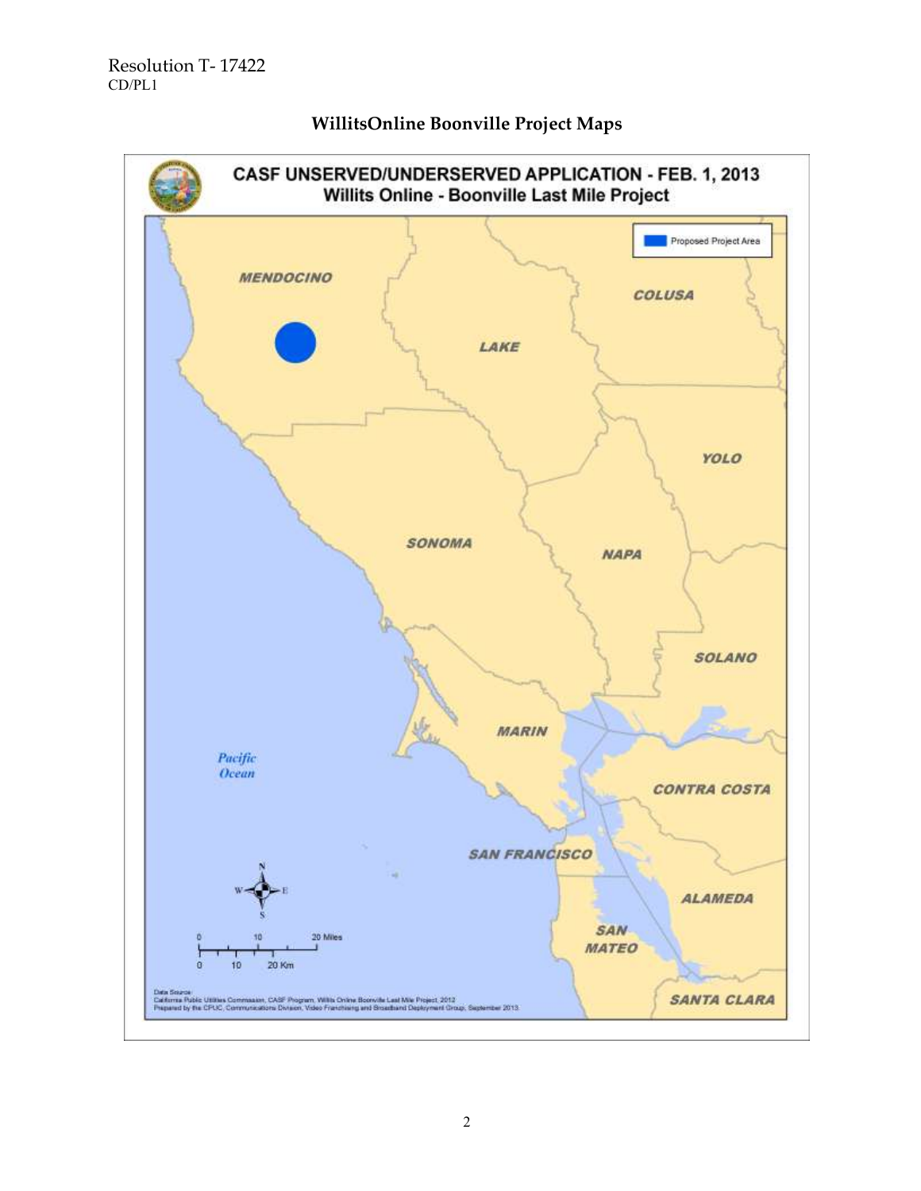## WillitsOnline Boonville Project Maps

**CASF UNSERVED/UNDERSERVED APPLICATION - FEB. 1, 2013**
**Willits Online - Boonville Last Mile Project**

Proposed Project Area

MENDOCINO

COLUSA

LAKE

YOLO

SONOMA

NAPA

SOLANO

MARIN

Pacific Ocean

CONTRA COSTA

SAN FRANCISCO

ALAMEDA

SAN MATEO

SANTA CLARA

0 10 20 Miles

0 10 20 Km

Data Source:
California Public Utilities Commission, CASF Program, Willits Online Boonville Last Mile Project, 2012
Prepared by the CPUC, Communications Division, Video Franchising and Broadband Deployment Group, September 2013.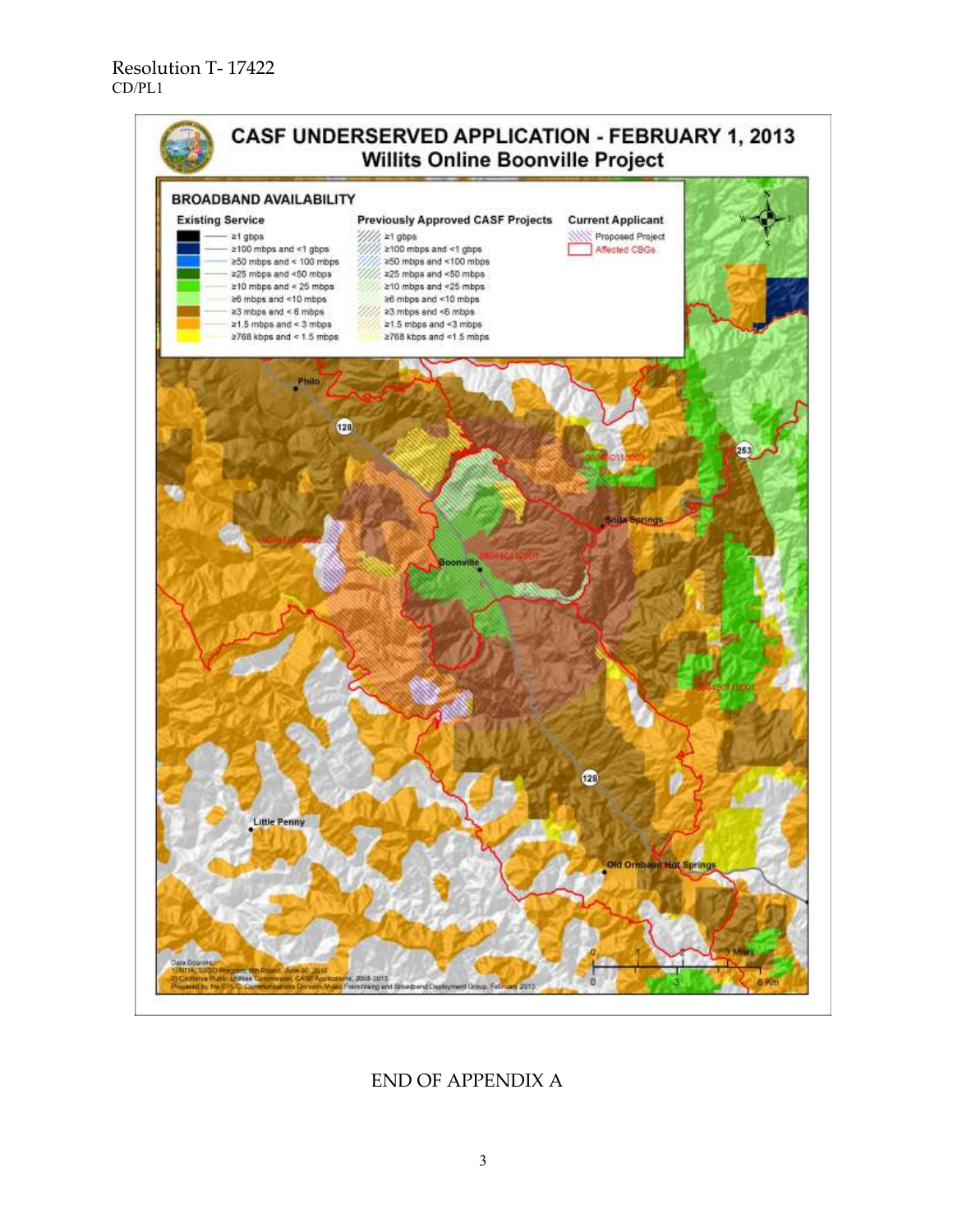CASF UNDERSERVED APPLICATION - FEBRUARY 1, 2013
Willits Online Boonville Project

BROADBAND AVAILABILITY

Existing Service
≥1 gbps
≥100 mbps and <1 gbps
≥50 mbps and < 100 mbps
≥25 mbps and <50 mbps
≥10 mbps and < 25 mbps
≥6 mbps and <10 mbps
≥3 mbps and < 6 mbps
≥1.5 mbps and < 3 mbps
≥768 kbps and < 1.5 mbps

Previously Approved CASF Projects
≥1 gbps
≥100 mbps and <1 gbps
≥50 mbps and <100 mbps
≥25 mbps and <50 mbps
≥10 mbps and <25 mbps
≥6 mbps and <10 mbps
≥3 mbps and <6 mbps
≥1.5 mbps and <3 mbps
≥768 kbps and <1.5 mbps

Current Applicant
Proposed Project
Affected CBGs

Philo
128
Soda Springs
Boonville
253
128
Little Penny
Old Ornbaun Hot Springs

0 1 2 3 Miles
0 3 6 Km

Data Sources:
1) NTIA, SBDD Program, 6th Round, June 30, 2012
2) California Public Utilities Commission, CASF Applications, 2008-2013
Prepared by the CPUC Communications Division, Video Franchising and Broadband Deployment Group, February 2013

END OF APPENDIX A